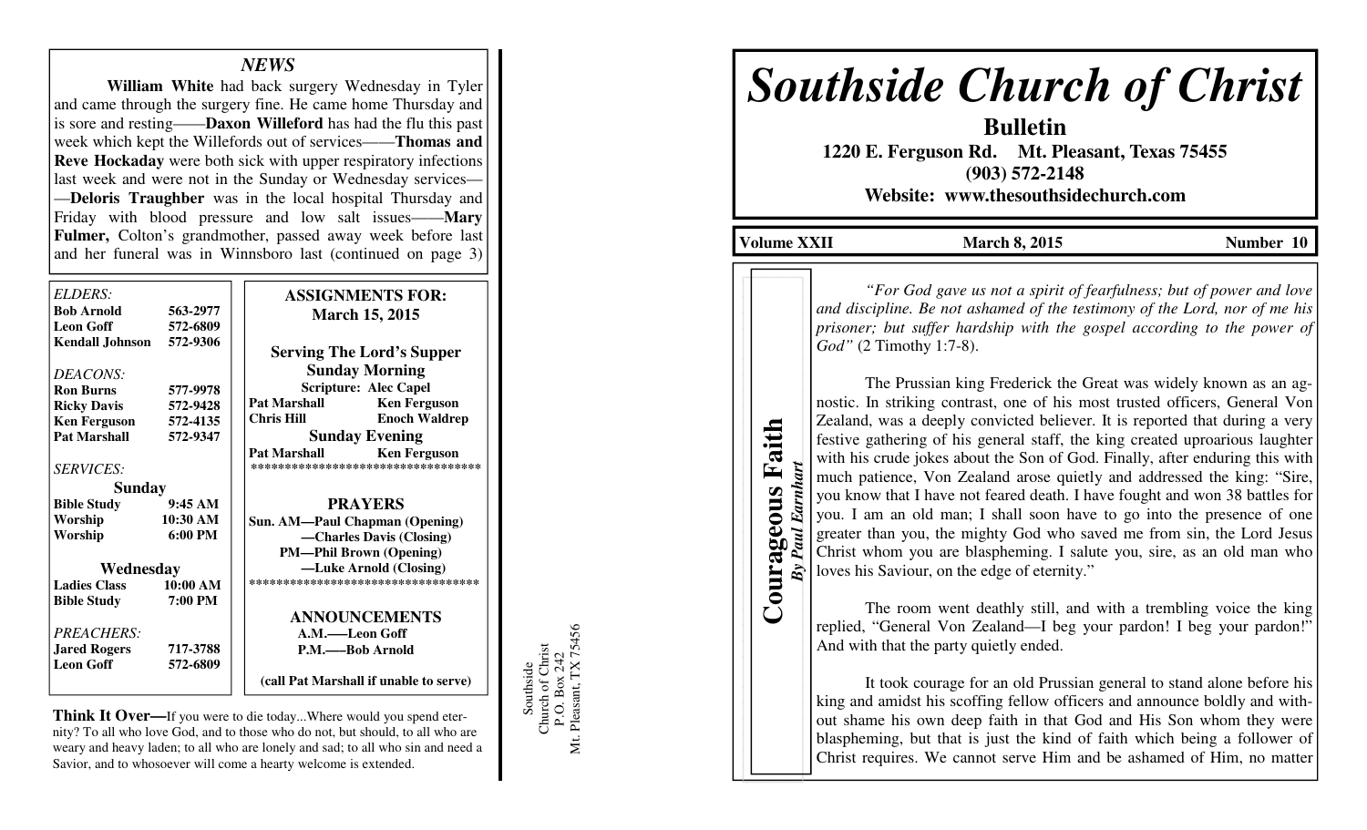## NEWS

**William White** had back surgery Wednesday in Tyler and came through the surgery fine. He came home Thursday and is sore and resting——**Daxon Willeford** has had the flu this past week which kept the Willefords out of services——**Thomas and Reve Hockaday** were both sick with upper respiratory infections last week and were not in the Sunday or Wednesday services——**Deloris Traughber** was in the local hospital Thursday and Friday with blood pressure and low salt issues——**Mary Fulmer,** Colton's grandmother, passed away week before last and her funeral was in Winnsboro last (continued on page 3)

*ELDERS:*

| | |
|---|---|
| **Bob Arnold** | **563-2977** |
| **Leon Goff** | **572-6809** |
| **Kendall Johnson** | **572-9306** |

*DEACONS:*

| | |
|---|---|
| **Ron Burns** | **577-9978** |
| **Ricky Davis** | **572-9428** |
| **Ken Ferguson** | **572-4135** |
| **Pat Marshall** | **572-9347** |

*SERVICES:*

**Sunday**

| | |
|---|---|
| **Bible Study** | **9:45 AM** |
| **Worship** | **10:30 AM** |
| **Worship** | **6:00 PM** |

**Wednesday**

| | |
|---|---|
| **Ladies Class** | **10:00 AM** |
| **Bible Study** | **7:00 PM** |

*PREACHERS:*

| | |
|---|---|
| **Jared Rogers** | **717-3788** |
| **Leon Goff** | **572-6809** |

**ASSIGNMENTS FOR: March 15, 2015**

**Serving The Lord's Supper**

**Sunday Morning**

**Scripture: Alec Capel**

| | |
|---|---|
| **Pat Marshall** | **Ken Ferguson** |
| **Chris Hill** | **Enoch Waldrep** |

**Sunday Evening**

| | |
|---|---|
| **Pat Marshall** | **Ken Ferguson** |

**PRAYERS**

**Sun. AM—Paul Chapman (Opening)**
**—Charles Davis (Closing)**
**PM—Phil Brown (Opening)**
**—Luke Arnold (Closing)**

**ANNOUNCEMENTS**

**A.M.—Leon Goff**
**P.M.—Bob Arnold**

**(call Pat Marshall if unable to serve)**

**Think It Over—**If you were to die today...Where would you spend eternity? To all who love God, and to those who do not, but should, to all who are weary and heavy laden; to all who are lonely and sad; to all who sin and need a Savior, and to whosoever will come a hearty welcome is extended.

Southside
Church of Christ
P.O. Box 242
Mt. Pleasant, TX 75456

# *Southside Church of Christ*

**Bulletin**

**1220 E. Ferguson Rd. Mt. Pleasant, Texas 75455**
**(903) 572-2148**
**Website: www.thesouthsidechurch.com**

**Volume XXII** | **March 8, 2015** | **Number 10**

## Courageous Faith

***By Paul Earnhart***

*"For God gave us not a spirit of fearfulness; but of power and love and discipline. Be not ashamed of the testimony of the Lord, nor of me his prisoner; but suffer hardship with the gospel according to the power of God"* (2 Timothy 1:7-8).

The Prussian king Frederick the Great was widely known as an agnostic. In striking contrast, one of his most trusted officers, General Von Zealand, was a deeply convicted believer. It is reported that during a very festive gathering of his general staff, the king created uproarious laughter with his crude jokes about the Son of God. Finally, after enduring this with much patience, Von Zealand arose quietly and addressed the king: "Sire, you know that I have not feared death. I have fought and won 38 battles for you. I am an old man; I shall soon have to go into the presence of one greater than you, the mighty God who saved me from sin, the Lord Jesus Christ whom you are blaspheming. I salute you, sire, as an old man who loves his Saviour, on the edge of eternity."

The room went deathly still, and with a trembling voice the king replied, "General Von Zealand—I beg your pardon! I beg your pardon!" And with that the party quietly ended.

It took courage for an old Prussian general to stand alone before his king and amidst his scoffing fellow officers and announce boldly and without shame his own deep faith in that God and His Son whom they were blaspheming, but that is just the kind of faith which being a follower of Christ requires. We cannot serve Him and be ashamed of Him, no matter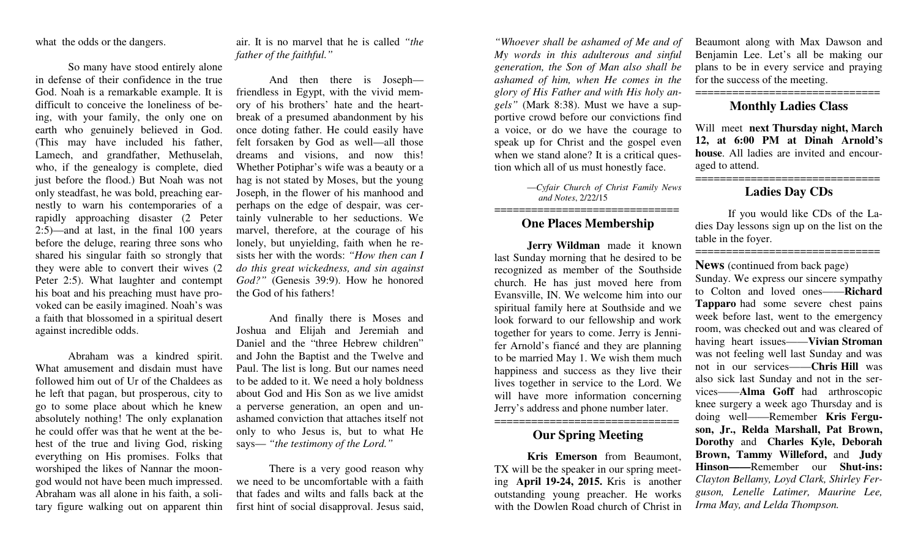what the odds or the dangers.

So many have stood entirely alone in defense of their confidence in the true God. Noah is a remarkable example. It is difficult to conceive the loneliness of being, with your family, the only one on earth who genuinely believed in God. (This may have included his father, Lamech, and grandfather, Methuselah, who, if the genealogy is complete, died just before the flood.) But Noah was not only steadfast, he was bold, preaching earnestly to warn his contemporaries of a rapidly approaching disaster (2 Peter 2:5)—and at last, in the final 100 years before the deluge, rearing three sons who shared his singular faith so strongly that they were able to convert their wives (2 Peter 2:5). What laughter and contempt his boat and his preaching must have provoked can be easily imagined. Noah's was a faith that blossomed in a spiritual desert against incredible odds.

Abraham was a kindred spirit. What amusement and disdain must have followed him out of Ur of the Chaldees as he left that pagan, but prosperous, city to go to some place about which he knew absolutely nothing! The only explanation he could offer was that he went at the behest of the true and living God, risking everything on His promises. Folks that worshiped the likes of Nannar the moon-god would not have been much impressed. Abraham was all alone in his faith, a solitary figure walking out on apparent thin air. It is no marvel that he is called *"the father of the faithful."*

And then there is Joseph—friendless in Egypt, with the vivid memory of his brothers' hate and the heartbreak of a presumed abandonment by his once doting father. He could easily have felt forsaken by God as well—all those dreams and visions, and now this! Whether Potiphar's wife was a beauty or a hag is not stated by Moses, but the young Joseph, in the flower of his manhood and perhaps on the edge of despair, was certainly vulnerable to her seductions. We marvel, therefore, at the courage of his lonely, but unyielding, faith when he resists her with the words: *"How then can I do this great wickedness, and sin against God?"* (Genesis 39:9). How he honored the God of his fathers!

And finally there is Moses and Joshua and Elijah and Jeremiah and Daniel and the "three Hebrew children" and John the Baptist and the Twelve and Paul. The list is long. But our names need to be added to it. We need a holy boldness about God and His Son as we live amidst a perverse generation, an open and unashamed conviction that attaches itself not only to who Jesus is, but to what He says— *"the testimony of the Lord."*

There is a very good reason why we need to be uncomfortable with a faith that fades and wilts and falls back at the first hint of social disapproval. Jesus said, *"Whoever shall be ashamed of Me and of My words in this adulterous and sinful generation, the Son of Man also shall be ashamed of him, when He comes in the glory of His Father and with His holy angels"* (Mark 8:38). Must we have a supportive crowd before our convictions find a voice, or do we have the courage to speak up for Christ and the gospel even when we stand alone? It is a critical question which all of us must honestly face.

—*Cyfair Church of Christ Family News and Notes*, 2/22/15

==============================

## One Places Membership

**Jerry Wildman** made it known last Sunday morning that he desired to be recognized as member of the Southside church. He has just moved here from Evansville, IN. We welcome him into our spiritual family here at Southside and we look forward to our fellowship and work together for years to come. Jerry is Jennifer Arnold's fiancé and they are planning to be married May 1. We wish them much happiness and success as they live their lives together in service to the Lord. We will have more information concerning Jerry's address and phone number later.

==============================

## Our Spring Meeting

**Kris Emerson** from Beaumont, TX will be the speaker in our spring meeting **April 19-24, 2015.** Kris is another outstanding young preacher. He works with the Dowlen Road church of Christ in Beaumont along with Max Dawson and Benjamin Lee. Let's all be making our plans to be in every service and praying for the success of the meeting.

==============================

## Monthly Ladies Class

Will meet **next Thursday night, March 12, at 6:00 PM at Dinah Arnold's house**. All ladies are invited and encouraged to attend.

==============================

## Ladies Day CDs

If you would like CDs of the Ladies Day lessons sign up on the list on the table in the foyer.

==============================

**News** (continued from back page)

Sunday. We express our sincere sympathy to Colton and loved ones——**Richard Tapparo** had some severe chest pains week before last, went to the emergency room, was checked out and was cleared of having heart issues——**Vivian Stroman** was not feeling well last Sunday and was not in our services——**Chris Hill** was also sick last Sunday and not in the services——**Alma Goff** had arthroscopic knee surgery a week ago Thursday and is doing well——Remember **Kris Ferguson, Jr., Relda Marshall, Pat Brown, Dorothy** and **Charles Kyle, Deborah Brown, Tammy Willeford,** and **Judy Hinson——**Remember our **Shut-ins:** *Clayton Bellamy, Loyd Clark, Shirley Ferguson, Lenelle Latimer, Maurine Lee, Irma May, and Lelda Thompson.*